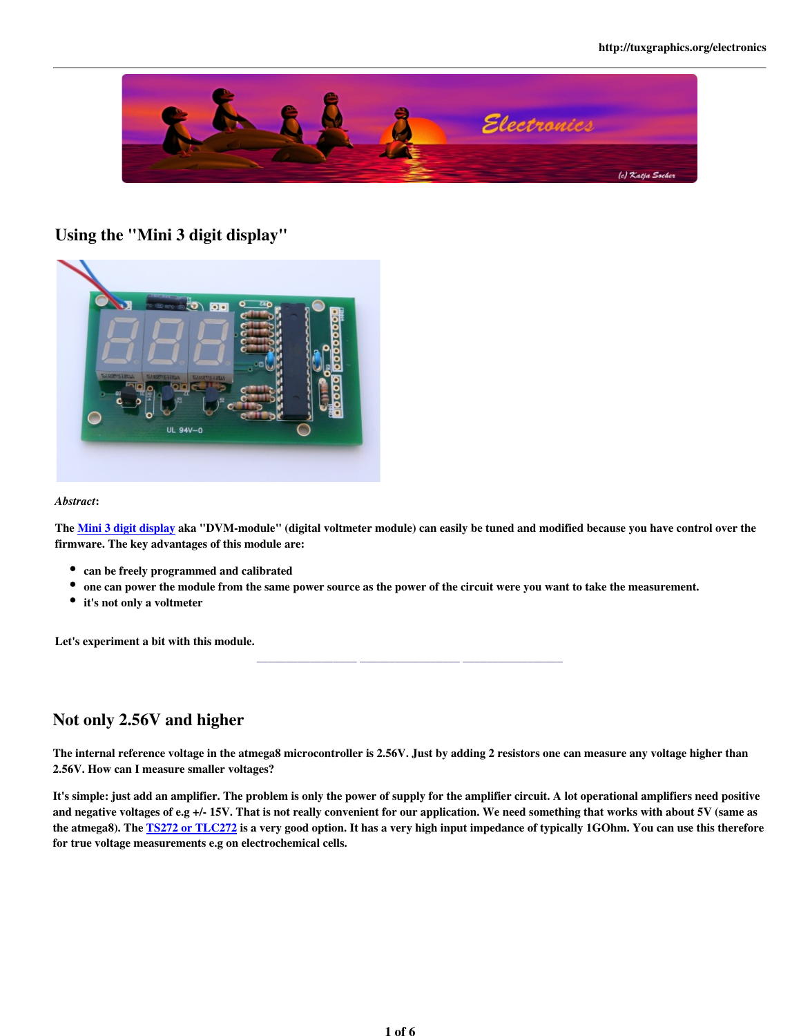## Using the "Mini 3 digit display"

*Abstract*:

**The Mini 3 digit display aka "DVM-module" (digital voltmeter module) can easily be tuned and modified because you have control over the firmware. The key advantages of this module are:**

- **can be freely programmed and calibrated**
- **one can power the module from the same power source as the power of the circuit were you want to take the measurement.**
- **it's not only a voltmeter**

**Let's experiment a bit with this module.**

## Not only 2.56V and higher

**The internal reference voltage in the atmega8 microcontroller is 2.56V. Just by adding 2 resistors one can measure any voltage higher than 2.56V. How can I measure smaller voltages?**

**It's simple: just add an amplifier. The problem is only the power of supply for the amplifier circuit. A lot operational amplifiers need positive and negative voltages of e.g +/- 15V. That is not really convenient for our application. We need something that works with about 5V (same as the atmega8). The TS272 or TLC272 is a very good option. It has a very high input impedance of typically 1GOhm. You can use this therefore for true voltage measurements e.g on electrochemical cells.**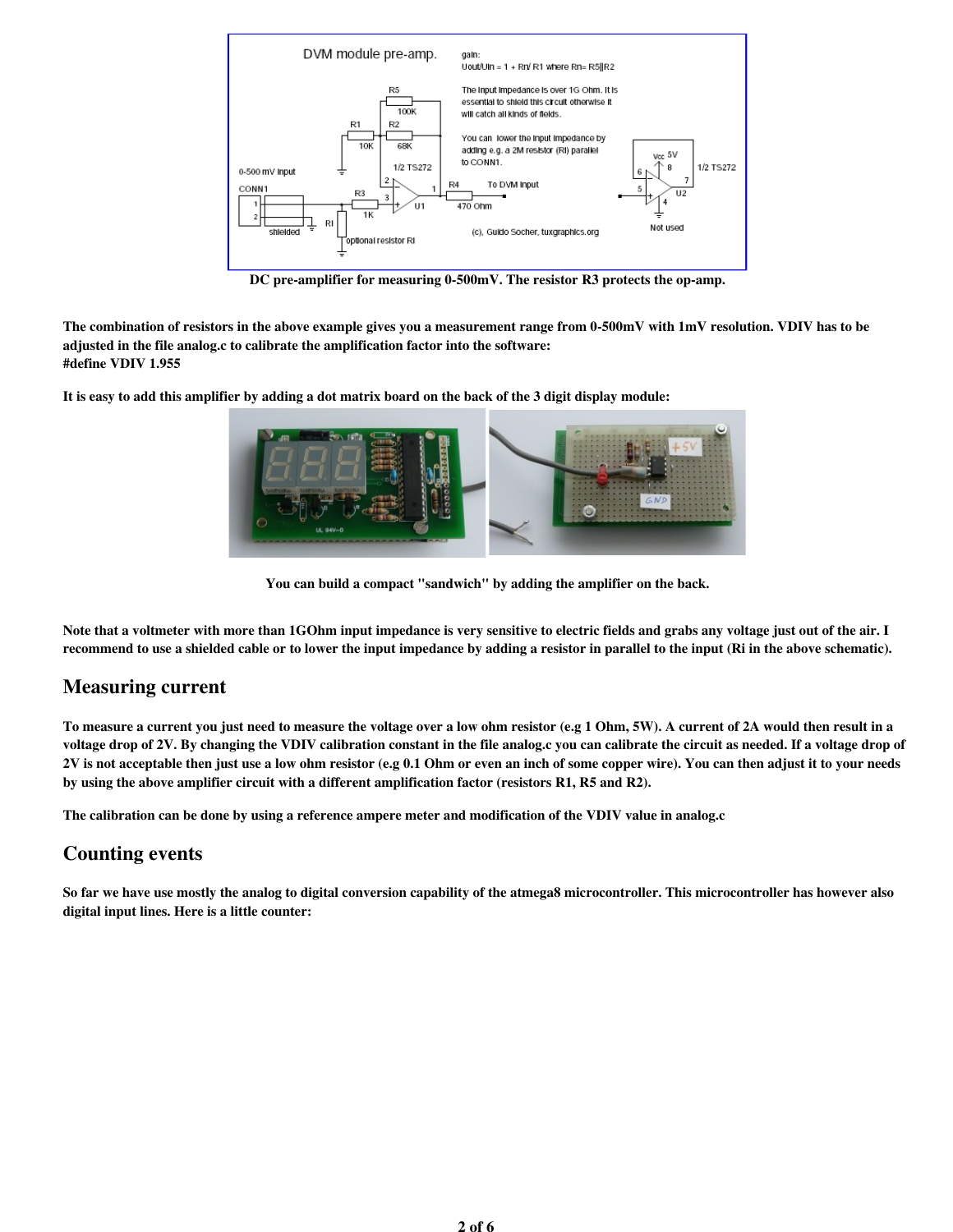DC pre-amplifier for measuring 0-500mV. The resistor R3 protects the op-amp.

The combination of resistors in the above example gives you a measurement range from 0-500mV with 1mV resolution. VDIV has to be adjusted in the file analog.c to calibrate the amplification factor into the software:
#define VDIV 1.955

It is easy to add this amplifier by adding a dot matrix board on the back of the 3 digit display module:

You can build a compact "sandwich" by adding the amplifier on the back.

Note that a voltmeter with more than 1GOhm input impedance is very sensitive to electric fields and grabs any voltage just out of the air. I recommend to use a shielded cable or to lower the input impedance by adding a resistor in parallel to the input (Ri in the above schematic).

## Measuring current

To measure a current you just need to measure the voltage over a low ohm resistor (e.g 1 Ohm, 5W). A current of 2A would then result in a voltage drop of 2V. By changing the VDIV calibration constant in the file analog.c you can calibrate the circuit as needed. If a voltage drop of 2V is not acceptable then just use a low ohm resistor (e.g 0.1 Ohm or even an inch of some copper wire). You can then adjust it to your needs by using the above amplifier circuit with a different amplification factor (resistors R1, R5 and R2).

The calibration can be done by using a reference ampere meter and modification of the VDIV value in analog.c

## Counting events

So far we have use mostly the analog to digital conversion capability of the atmega8 microcontroller. This microcontroller has however also digital input lines. Here is a little counter: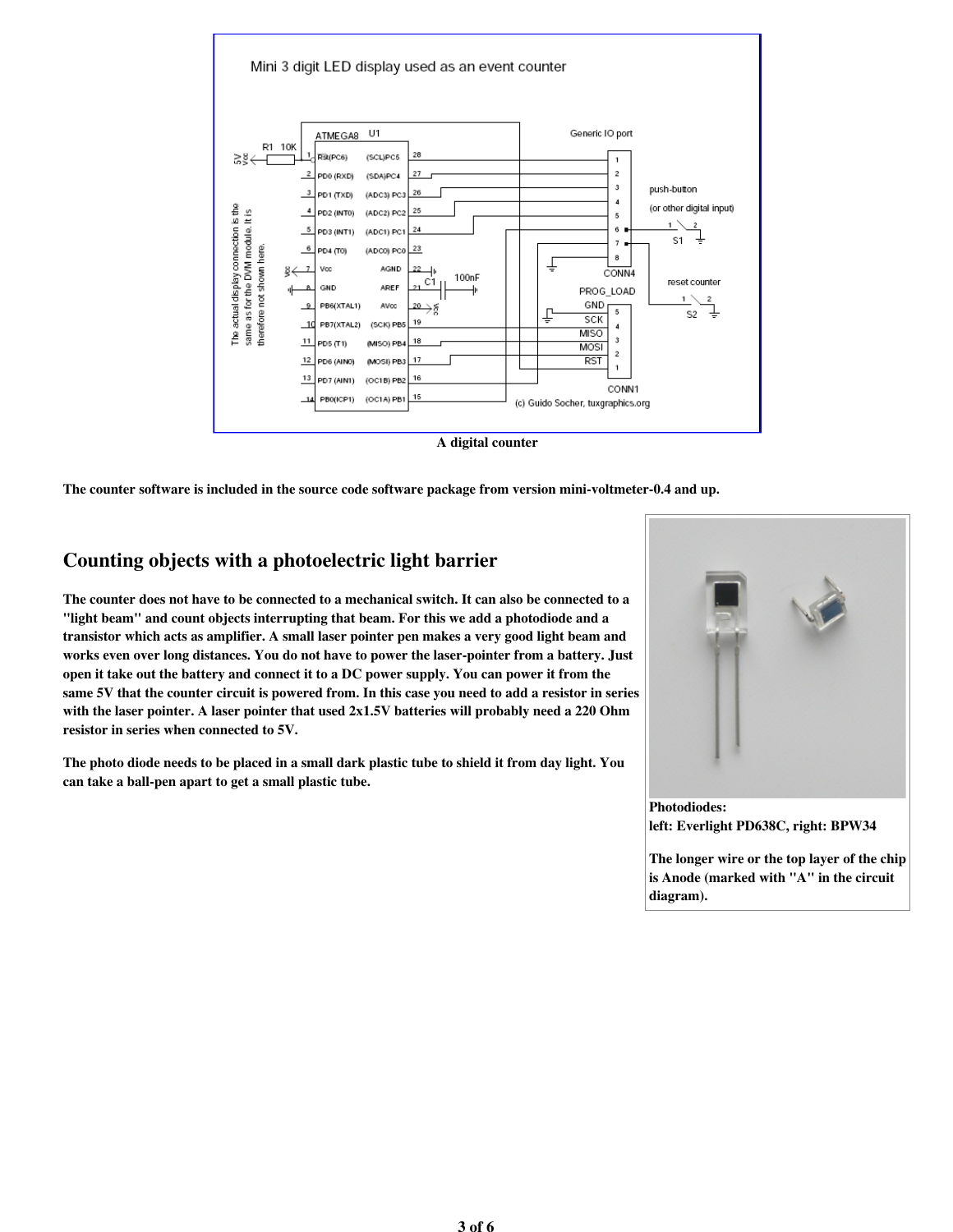A digital counter

**The counter software is included in the source code software package from version mini-voltmeter-0.4 and up.**

## Counting objects with a photoelectric light barrier

**The counter does not have to be connected to a mechanical switch. It can also be connected to a "light beam" and count objects interrupting that beam. For this we add a photodiode and a transistor which acts as amplifier. A small laser pointer pen makes a very good light beam and works even over long distances. You do not have to power the laser-pointer from a battery. Just open it take out the battery and connect it to a DC power supply. You can power it from the same 5V that the counter circuit is powered from. In this case you need to add a resistor in series with the laser pointer. A laser pointer that used 2x1.5V batteries will probably need a 220 Ohm resistor in series when connected to 5V.**

**The photo diode needs to be placed in a small dark plastic tube to shield it from day light. You can take a ball-pen apart to get a small plastic tube.**

**Photodiodes:**
**left: Everlight PD638C, right: BPW34**

**The longer wire or the top layer of the chip is Anode (marked with "A" in the circuit diagram).**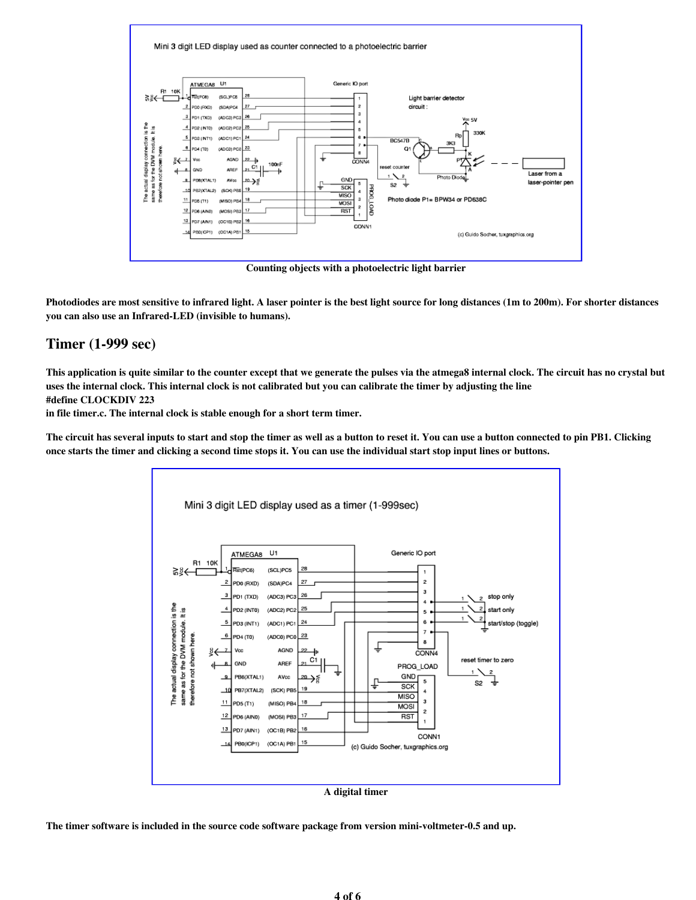Counting objects with a photoelectric light barrier

**Photodiodes are most sensitive to infrared light. A laser pointer is the best light source for long distances (1m to 200m). For shorter distances you can also use an Infrared-LED (invisible to humans).**

## Timer (1-999 sec)

**This application is quite similar to the counter except that we generate the pulses via the atmega8 internal clock. The circuit has no crystal but uses the internal clock. This internal clock is not calibrated but you can calibrate the timer by adjusting the line**
**#define CLOCKDIV 223**
**in file timer.c. The internal clock is stable enough for a short term timer.**

**The circuit has several inputs to start and stop the timer as well as a button to reset it. You can use a button connected to pin PB1. Clicking once starts the timer and clicking a second time stops it. You can use the individual start stop input lines or buttons.**

A digital timer

**The timer software is included in the source code software package from version mini-voltmeter-0.5 and up.**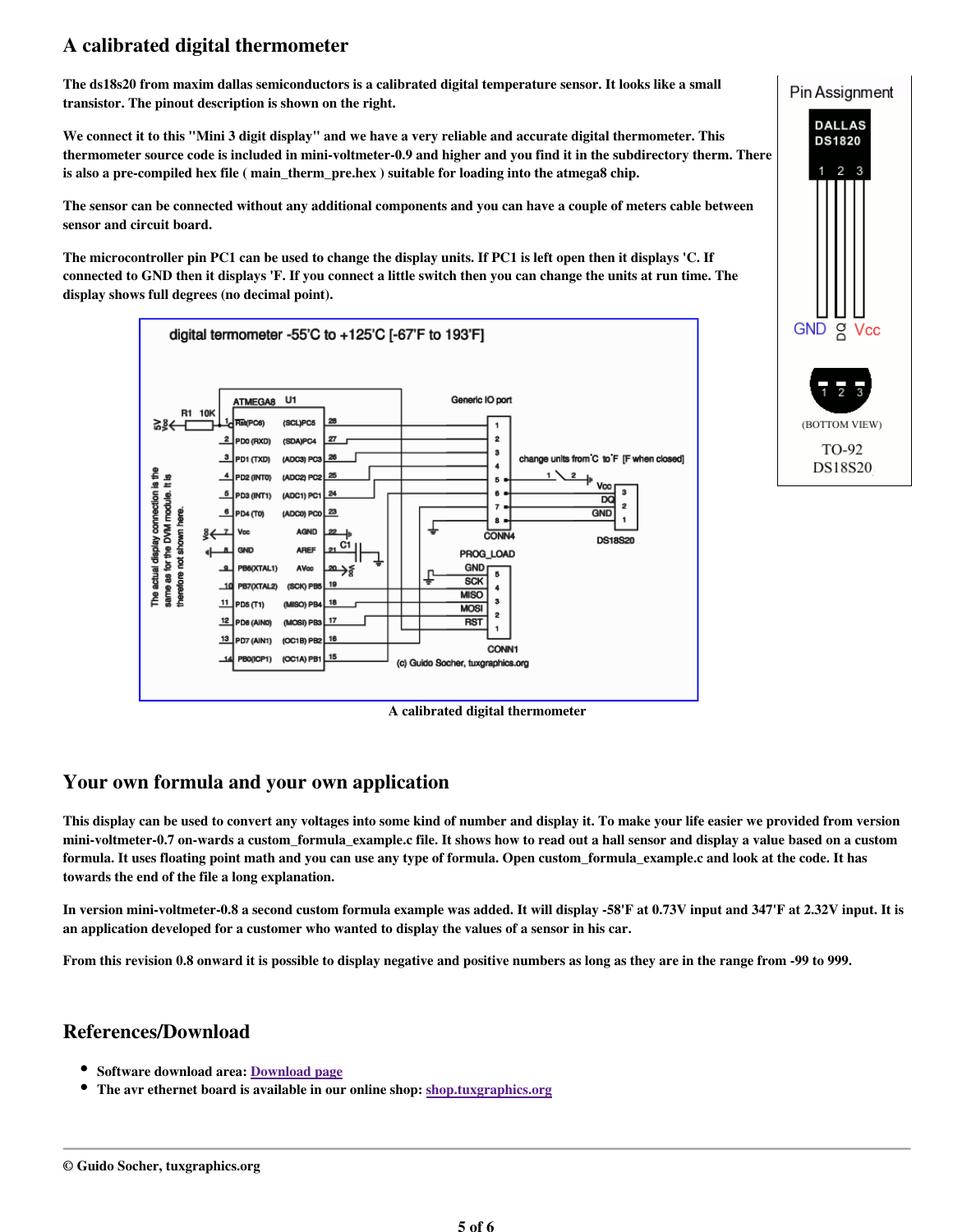## A calibrated digital thermometer

**The ds18s20 from maxim dallas semiconductors is a calibrated digital temperature sensor. It looks like a small transistor. The pinout description is shown on the right.**

**We connect it to this "Mini 3 digit display" and we have a very reliable and accurate digital thermometer. This thermometer source code is included in mini-voltmeter-0.9 and higher and you find it in the subdirectory therm. There is also a pre-compiled hex file ( main_therm_pre.hex ) suitable for loading into the atmega8 chip.**

**The sensor can be connected without any additional components and you can have a couple of meters cable between sensor and circuit board.**

**The microcontroller pin PC1 can be used to change the display units. If PC1 is left open then it displays 'C. If connected to GND then it displays 'F. If you connect a little switch then you can change the units at run time. The display shows full degrees (no decimal point).**

Pin Assignment

DALLAS DS1820

1 2 3

GND DQ Vcc

(BOTTOM VIEW)

TO-92
DS18S20

digital termometer -55'C to +125'C [-67'F to 193'F]

**A calibrated digital thermometer**

## Your own formula and your own application

**This display can be used to convert any voltages into some kind of number and display it. To make your life easier we provided from version mini-voltmeter-0.7 on-wards a custom_formula_example.c file. It shows how to read out a hall sensor and display a value based on a custom formula. It uses floating point math and you can use any type of formula. Open custom_formula_example.c and look at the code. It has towards the end of the file a long explanation.**

**In version mini-voltmeter-0.8 a second custom formula example was added. It will display -58'F at 0.73V input and 347'F at 2.32V input. It is an application developed for a customer who wanted to display the values of a sensor in his car.**

**From this revision 0.8 onward it is possible to display negative and positive numbers as long as they are in the range from -99 to 999.**

## References/Download

- **Software download area: Download page**
- **The avr ethernet board is available in our online shop: shop.tuxgraphics.org**

---

**© Guido Socher, tuxgraphics.org**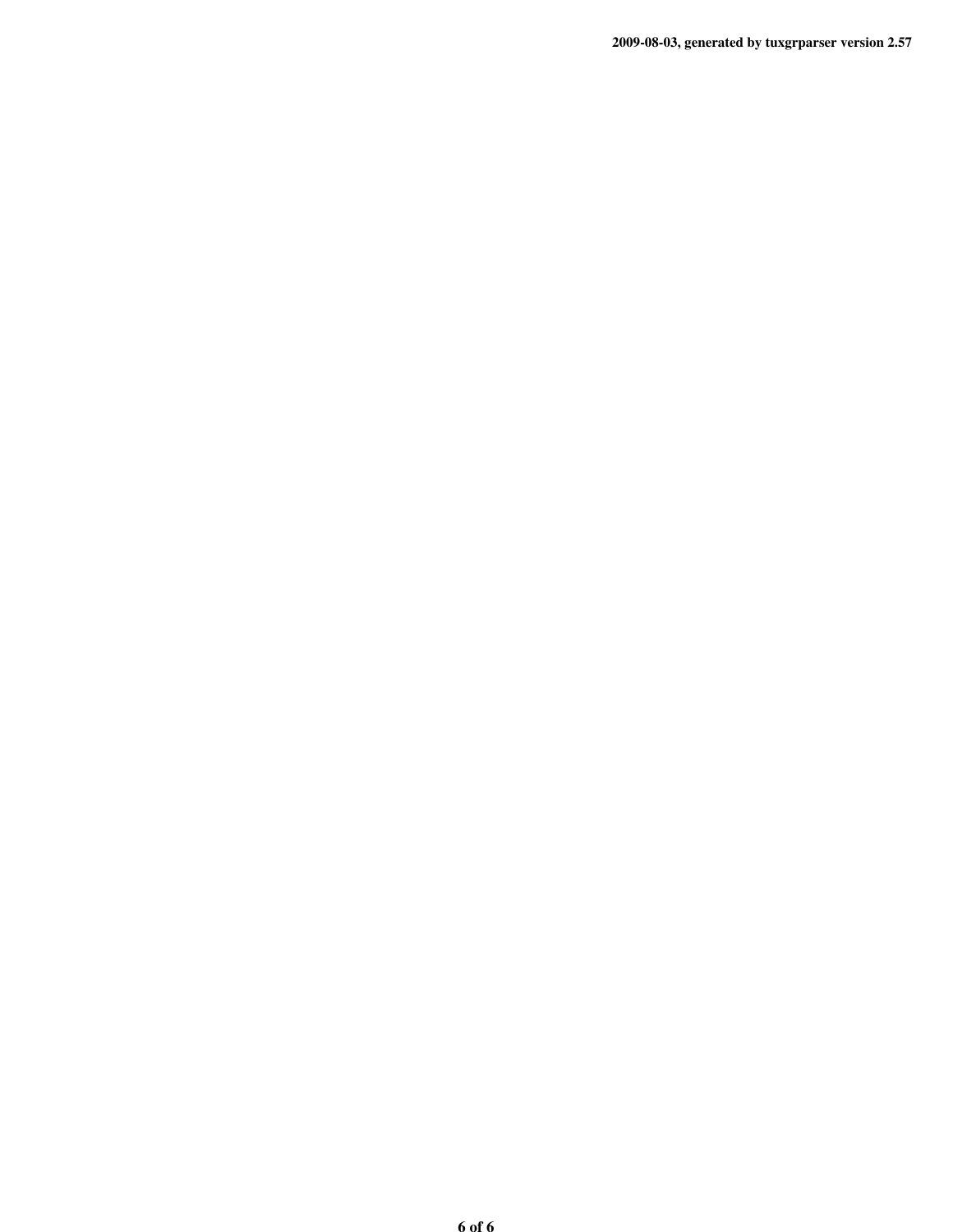**2009-08-03, generated by tuxgrparser version 2.57**